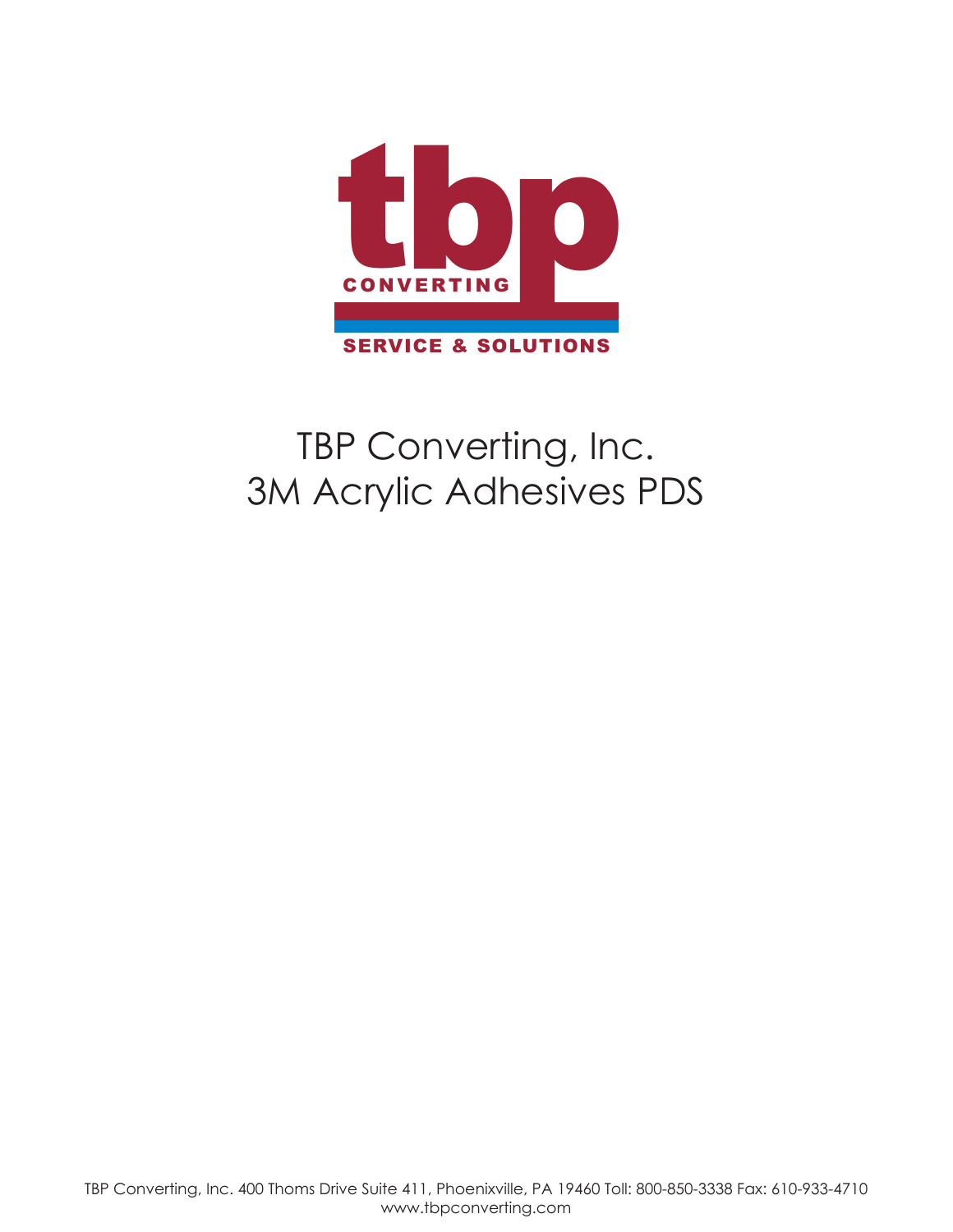tbp CONVERTING

SERVICE & SOLUTIONS

# TBP Converting, Inc.
# 3M Acrylic Adhesives PDS

TBP Converting, Inc. 400 Thoms Drive Suite 411, Phoenixville, PA 19460 Toll: 800-850-3338 Fax: 610-933-4710
www.tbpconverting.com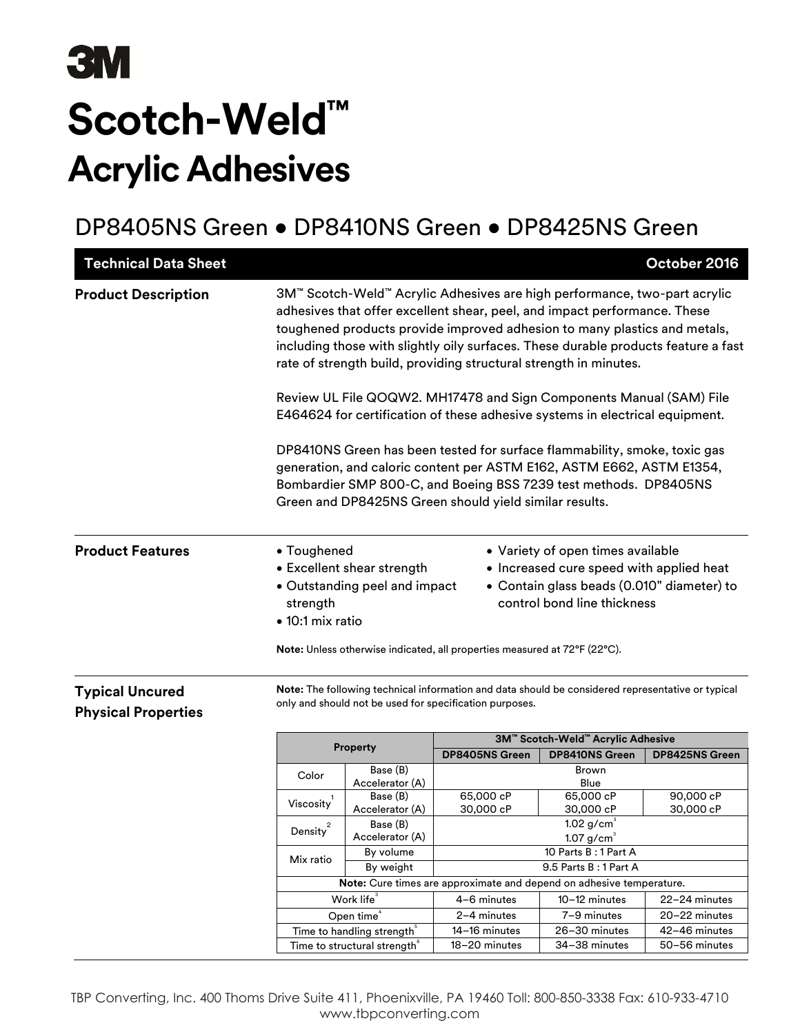# Scotch-Weld™

## Acrylic Adhesives

### DP8405NS Green • DP8410NS Green • DP8425NS Green

**Technical Data Sheet** — October 2016

**Product Description**

3M™ Scotch-Weld™ Acrylic Adhesives are high performance, two-part acrylic adhesives that offer excellent shear, peel, and impact performance. These toughened products provide improved adhesion to many plastics and metals, including those with slightly oily surfaces. These durable products feature a fast rate of strength build, providing structural strength in minutes.

Review UL File QOQW2. MH17478 and Sign Components Manual (SAM) File E464624 for certification of these adhesive systems in electrical equipment.

DP8410NS Green has been tested for surface flammability, smoke, toxic gas generation, and caloric content per ASTM E162, ASTM E662, ASTM E1354, Bombardier SMP 800-C, and Boeing BSS 7239 test methods. DP8405NS Green and DP8425NS Green should yield similar results.

**Product Features**

- Toughened
- Excellent shear strength
- Outstanding peel and impact strength
- 10:1 mix ratio
- Variety of open times available
- Increased cure speed with applied heat
- Contain glass beads (0.010" diameter) to control bond line thickness

**Note:** Unless otherwise indicated, all properties measured at 72°F (22°C).

**Typical Uncured Physical Properties**

**Note:** The following technical information and data should be considered representative or typical only and should not be used for specification purposes.

| Property | | 3M™ Scotch-Weld™ Acrylic Adhesive | | |
|---|---|---|---|---|
| | | DP8405NS Green | DP8410NS Green | DP8425NS Green |
| Color | Base (B) | Brown | | |
| | Accelerator (A) | Blue | | |
| Viscosity[1] | Base (B) | 65,000 cP | 65,000 cP | 90,000 cP |
| | Accelerator (A) | 30,000 cP | 30,000 cP | 30,000 cP |
| Density[2] | Base (B) | 1.02 g/cm³ | | |
| | Accelerator (A) | 1.07 g/cm³ | | |
| Mix ratio | By volume | 10 Parts B : 1 Part A | | |
| | By weight | 9.5 Parts B : 1 Part A | | |
| **Note:** Cure times are approximate and depend on adhesive temperature. | | | | |
| Work life[3] | | 4–6 minutes | 10–12 minutes | 22–24 minutes |
| Open time[4] | | 2–4 minutes | 7–9 minutes | 20–22 minutes |
| Time to handling strength[5] | | 14–16 minutes | 26–30 minutes | 42–46 minutes |
| Time to structural strength[6] | | 18–20 minutes | 34–38 minutes | 50–56 minutes |

TBP Converting, Inc. 400 Thoms Drive Suite 411, Phoenixville, PA 19460 Toll: 800-850-3338 Fax: 610-933-4710
www.tbpconverting.com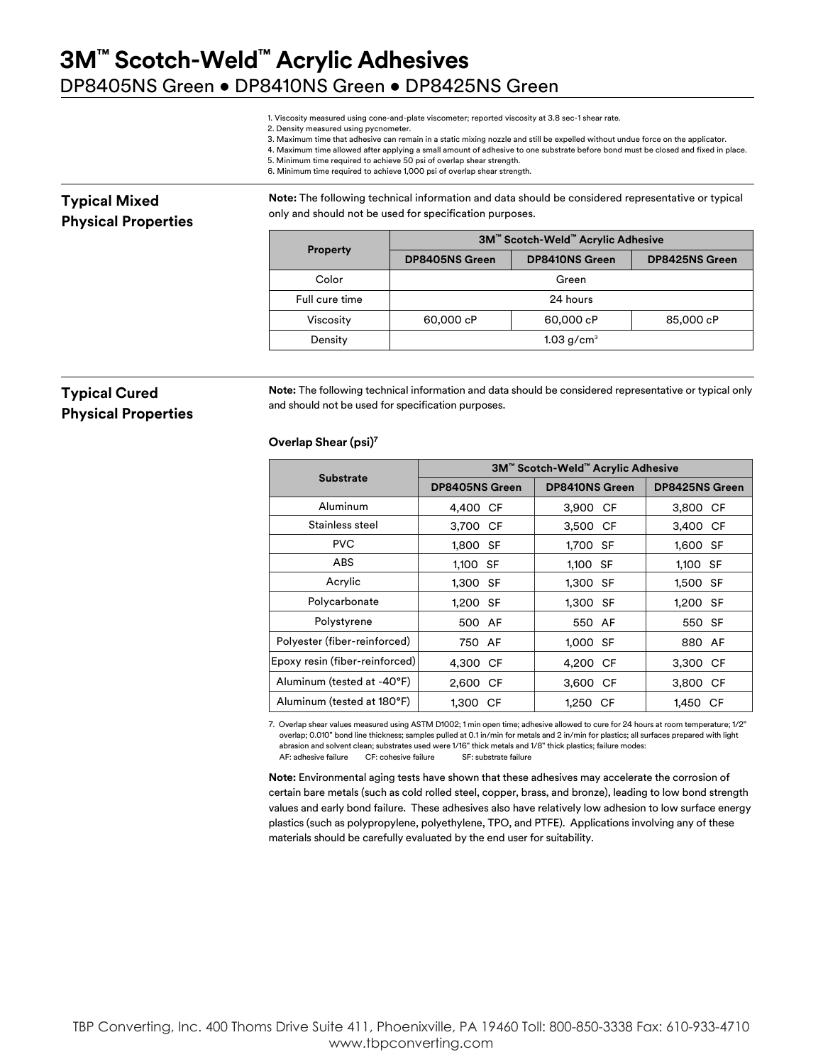# 3M™ Scotch-Weld™ Acrylic Adhesives

DP8405NS Green • DP8410NS Green • DP8425NS Green

1. Viscosity measured using cone-and-plate viscometer; reported viscosity at 3.8 sec-1 shear rate.
2. Density measured using pycnometer.
3. Maximum time that adhesive can remain in a static mixing nozzle and still be expelled without undue force on the applicator.
4. Maximum time allowed after applying a small amount of adhesive to one substrate before bond must be closed and fixed in place.
5. Minimum time required to achieve 50 psi of overlap shear strength.
6. Minimum time required to achieve 1,000 psi of overlap shear strength.

## Typical Mixed Physical Properties

**Note:** The following technical information and data should be considered representative or typical only and should not be used for specification purposes.

| Property | 3M™ Scotch-Weld™ Acrylic Adhesive | | |
|---|---|---|---|
| | DP8405NS Green | DP8410NS Green | DP8425NS Green |
| Color | Green | | |
| Full cure time | 24 hours | | |
| Viscosity | 60,000 cP | 60,000 cP | 85,000 cP |
| Density | 1.03 g/cm³ | | |

## Typical Cured Physical Properties

**Note:** The following technical information and data should be considered representative or typical only and should not be used for specification purposes.

**Overlap Shear (psi)[7]**

| Substrate | 3M™ Scotch-Weld™ Acrylic Adhesive | | |
|---|---|---|---|
| | DP8405NS Green | DP8410NS Green | DP8425NS Green |
| Aluminum | 4,400 CF | 3,900 CF | 3,800 CF |
| Stainless steel | 3,700 CF | 3,500 CF | 3,400 CF |
| PVC | 1,800 SF | 1,700 SF | 1,600 SF |
| ABS | 1,100 SF | 1,100 SF | 1,100 SF |
| Acrylic | 1,300 SF | 1,300 SF | 1,500 SF |
| Polycarbonate | 1,200 SF | 1,300 SF | 1,200 SF |
| Polystyrene | 500 AF | 550 AF | 550 SF |
| Polyester (fiber-reinforced) | 750 AF | 1,000 SF | 880 AF |
| Epoxy resin (fiber-reinforced) | 4,300 CF | 4,200 CF | 3,300 CF |
| Aluminum (tested at -40°F) | 2,600 CF | 3,600 CF | 3,800 CF |
| Aluminum (tested at 180°F) | 1,300 CF | 1,250 CF | 1,450 CF |

7. Overlap shear values measured using ASTM D1002; 1 min open time; adhesive allowed to cure for 24 hours at room temperature; 1/2" overlap; 0.010" bond line thickness; samples pulled at 0.1 in/min for metals and 2 in/min for plastics; all surfaces prepared with light abrasion and solvent clean; substrates used were 1/16" thick metals and 1/8" thick plastics; failure modes:
AF: adhesive failure CF: cohesive failure SF: substrate failure

**Note:** Environmental aging tests have shown that these adhesives may accelerate the corrosion of certain bare metals (such as cold rolled steel, copper, brass, and bronze), leading to low bond strength values and early bond failure. These adhesives also have relatively low adhesion to low surface energy plastics (such as polypropylene, polyethylene, TPO, and PTFE). Applications involving any of these materials should be carefully evaluated by the end user for suitability.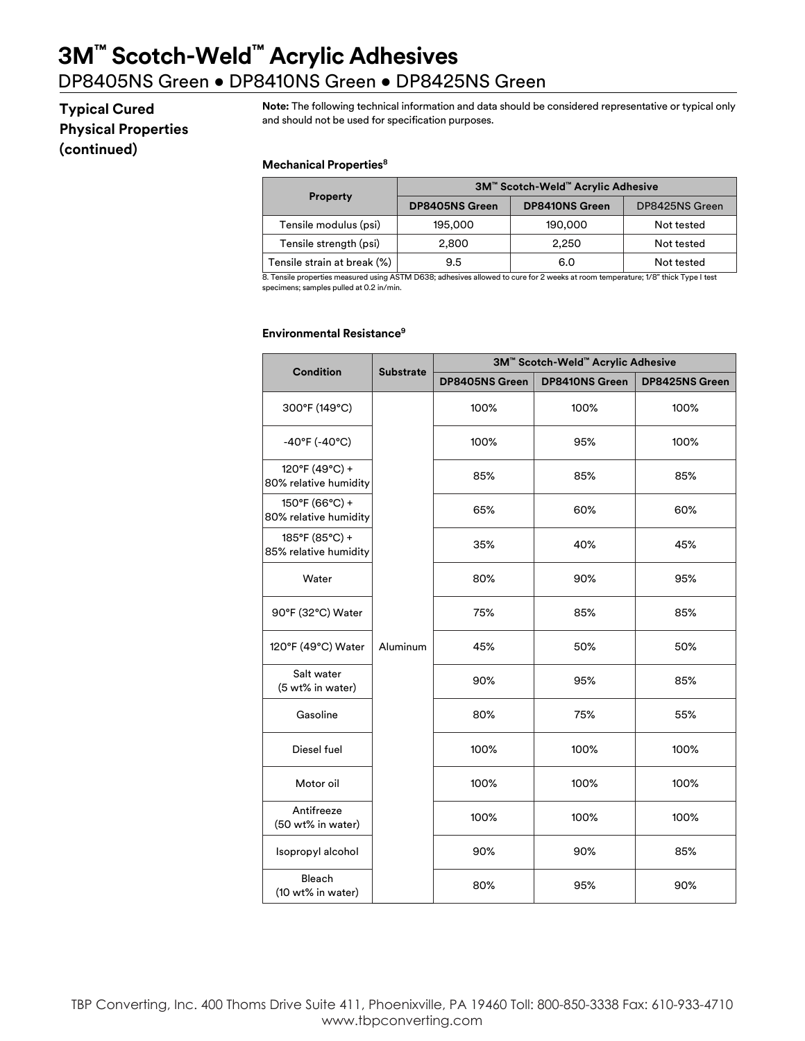# 3M™ Scotch-Weld™ Acrylic Adhesives

DP8405NS Green • DP8410NS Green • DP8425NS Green

## Typical Cured Physical Properties (continued)

**Note:** The following technical information and data should be considered representative or typical only and should not be used for specification purposes.

### Mechanical Properties[8]

| Property | 3M™ Scotch-Weld™ Acrylic Adhesive | | |
|---|---|---|---|
| | DP8405NS Green | DP8410NS Green | DP8425NS Green |
| Tensile modulus (psi) | 195,000 | 190,000 | Not tested |
| Tensile strength (psi) | 2,800 | 2,250 | Not tested |
| Tensile strain at break (%) | 9.5 | 6.0 | Not tested |

8. Tensile properties measured using ASTM D638; adhesives allowed to cure for 2 weeks at room temperature; 1/8" thick Type I test specimens; samples pulled at 0.2 in/min.

### Environmental Resistance[9]

| Condition | Substrate | 3M™ Scotch-Weld™ Acrylic Adhesive | | |
|---|---|---|---|---|
| | | DP8405NS Green | DP8410NS Green | DP8425NS Green |
| 300°F (149°C) | Aluminum | 100% | 100% | 100% |
| -40°F (-40°C) | Aluminum | 100% | 95% | 100% |
| 120°F (49°C) + 80% relative humidity | Aluminum | 85% | 85% | 85% |
| 150°F (66°C) + 80% relative humidity | Aluminum | 65% | 60% | 60% |
| 185°F (85°C) + 85% relative humidity | Aluminum | 35% | 40% | 45% |
| Water | Aluminum | 80% | 90% | 95% |
| 90°F (32°C) Water | Aluminum | 75% | 85% | 85% |
| 120°F (49°C) Water | Aluminum | 45% | 50% | 50% |
| Salt water (5 wt% in water) | Aluminum | 90% | 95% | 85% |
| Gasoline | Aluminum | 80% | 75% | 55% |
| Diesel fuel | Aluminum | 100% | 100% | 100% |
| Motor oil | Aluminum | 100% | 100% | 100% |
| Antifreeze (50 wt% in water) | Aluminum | 100% | 100% | 100% |
| Isopropyl alcohol | Aluminum | 90% | 90% | 85% |
| Bleach (10 wt% in water) | Aluminum | 80% | 95% | 90% |

TBP Converting, Inc. 400 Thoms Drive Suite 411, Phoenixville, PA 19460 Toll: 800-850-3338 Fax: 610-933-4710 www.tbpconverting.com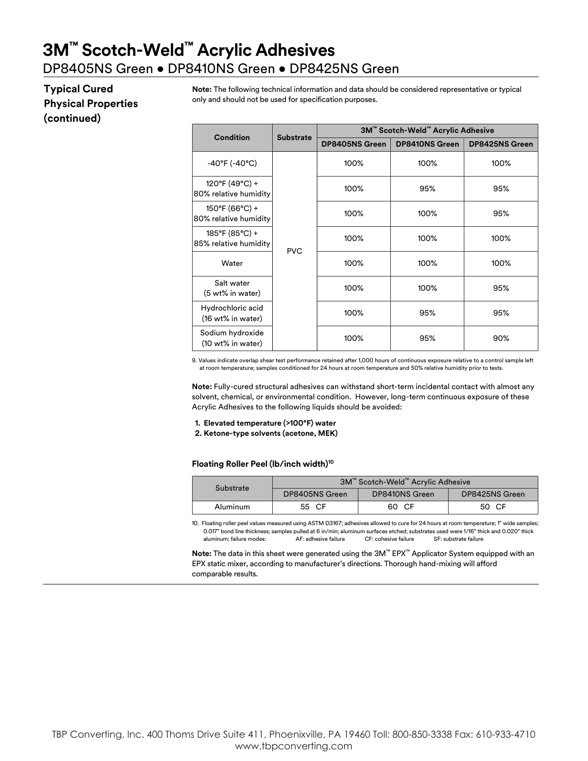# 3M™ Scotch-Weld™ Acrylic Adhesives

DP8405NS Green • DP8410NS Green • DP8425NS Green

## Typical Cured Physical Properties (continued)

**Note:** The following technical information and data should be considered representative or typical only and should not be used for specification purposes.

| Condition | Substrate | 3M™ Scotch-Weld™ Acrylic Adhesive | | |
|---|---|---|---|---|
| | | DP8405NS Green | DP8410NS Green | DP8425NS Green |
| -40°F (-40°C) | PVC | 100% | 100% | 100% |
| 120°F (49°C) + 80% relative humidity | PVC | 100% | 95% | 95% |
| 150°F (66°C) + 80% relative humidity | PVC | 100% | 100% | 95% |
| 185°F (85°C) + 85% relative humidity | PVC | 100% | 100% | 100% |
| Water | PVC | 100% | 100% | 100% |
| Salt water (5 wt% in water) | PVC | 100% | 100% | 95% |
| Hydrochloric acid (16 wt% in water) | PVC | 100% | 95% | 95% |
| Sodium hydroxide (10 wt% in water) | PVC | 100% | 95% | 90% |

9. Values indicate overlap shear test performance retained after 1,000 hours of continuous exposure relative to a control sample left at room temperature; samples conditioned for 24 hours at room temperature and 50% relative humidity prior to tests.

**Note:** Fully-cured structural adhesives can withstand short-term incidental contact with almost any solvent, chemical, or environmental condition. However, long-term continuous exposure of these Acrylic Adhesives to the following liquids should be avoided:

1. **Elevated temperature (>100°F) water**
2. **Ketone-type solvents (acetone, MEK)**

### Floating Roller Peel (lb/inch width)[10]

| Substrate | 3M™ Scotch-Weld™ Acrylic Adhesive | | |
|---|---|---|---|
| | DP8405NS Green | DP8410NS Green | DP8425NS Green |
| Aluminum | 55 CF | 60 CF | 50 CF |

10. Floating roller peel values measured using ASTM D3167; adhesives allowed to cure for 24 hours at room temperature; 1" wide samples; 0.017" bond line thickness; samples pulled at 6 in/min; aluminum surfaces etched; substrates used were 1/16" thick and 0.020" thick aluminum; failure modes: AF: adhesive failure CF: cohesive failure SF: substrate failure

**Note:** The data in this sheet were generated using the 3M™ EPX™ Applicator System equipped with an EPX static mixer, according to manufacturer's directions. Thorough hand-mixing will afford comparable results.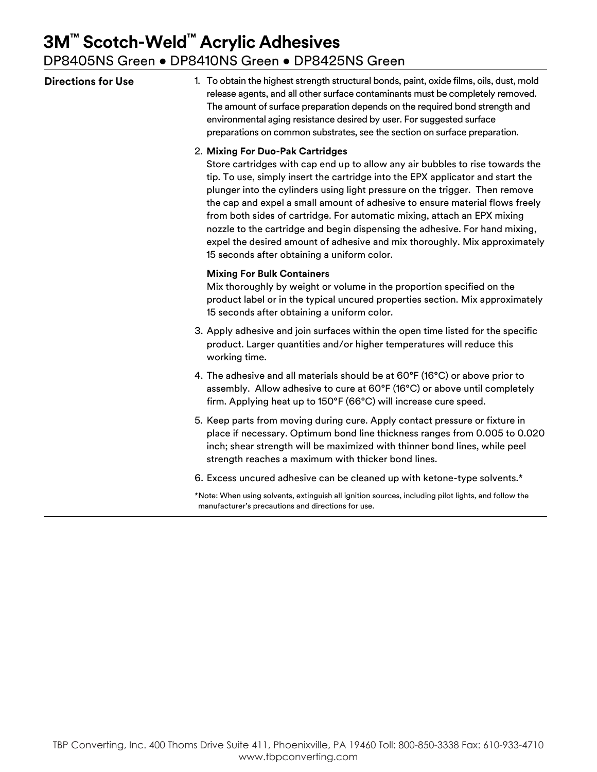# 3M™ Scotch-Weld™ Acrylic Adhesives

## DP8405NS Green • DP8410NS Green • DP8425NS Green

**Directions for Use**

1. To obtain the highest strength structural bonds, paint, oxide films, oils, dust, mold release agents, and all other surface contaminants must be completely removed. The amount of surface preparation depends on the required bond strength and environmental aging resistance desired by user. For suggested surface preparations on common substrates, see the section on surface preparation.

2. **Mixing For Duo-Pak Cartridges**
   Store cartridges with cap end up to allow any air bubbles to rise towards the tip. To use, simply insert the cartridge into the EPX applicator and start the plunger into the cylinders using light pressure on the trigger. Then remove the cap and expel a small amount of adhesive to ensure material flows freely from both sides of cartridge. For automatic mixing, attach an EPX mixing nozzle to the cartridge and begin dispensing the adhesive. For hand mixing, expel the desired amount of adhesive and mix thoroughly. Mix approximately 15 seconds after obtaining a uniform color.

   **Mixing For Bulk Containers**
   Mix thoroughly by weight or volume in the proportion specified on the product label or in the typical uncured properties section. Mix approximately 15 seconds after obtaining a uniform color.

3. Apply adhesive and join surfaces within the open time listed for the specific product. Larger quantities and/or higher temperatures will reduce this working time.

4. The adhesive and all materials should be at 60°F (16°C) or above prior to assembly. Allow adhesive to cure at 60°F (16°C) or above until completely firm. Applying heat up to 150°F (66°C) will increase cure speed.

5. Keep parts from moving during cure. Apply contact pressure or fixture in place if necessary. Optimum bond line thickness ranges from 0.005 to 0.020 inch; shear strength will be maximized with thinner bond lines, while peel strength reaches a maximum with thicker bond lines.

6. Excess uncured adhesive can be cleaned up with ketone-type solvents.*

*Note: When using solvents, extinguish all ignition sources, including pilot lights, and follow the manufacturer's precautions and directions for use.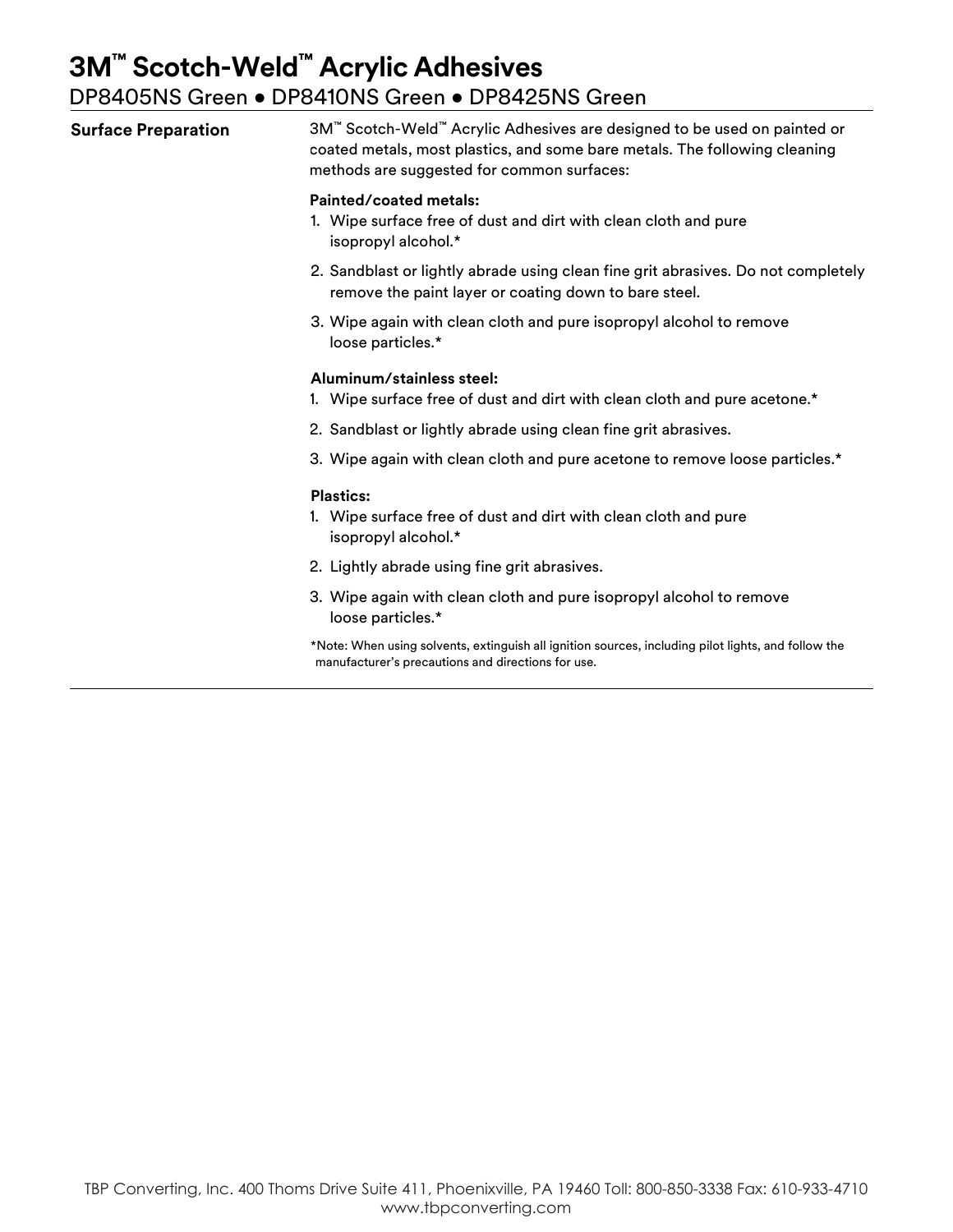# 3M™ Scotch-Weld™ Acrylic Adhesives

DP8405NS Green • DP8410NS Green • DP8425NS Green

## Surface Preparation

3M™ Scotch-Weld™ Acrylic Adhesives are designed to be used on painted or coated metals, most plastics, and some bare metals. The following cleaning methods are suggested for common surfaces:

**Painted/coated metals:**

1. Wipe surface free of dust and dirt with clean cloth and pure isopropyl alcohol.*
2. Sandblast or lightly abrade using clean fine grit abrasives. Do not completely remove the paint layer or coating down to bare steel.
3. Wipe again with clean cloth and pure isopropyl alcohol to remove loose particles.*

**Aluminum/stainless steel:**

1. Wipe surface free of dust and dirt with clean cloth and pure acetone.*
2. Sandblast or lightly abrade using clean fine grit abrasives.
3. Wipe again with clean cloth and pure acetone to remove loose particles.*

**Plastics:**

1. Wipe surface free of dust and dirt with clean cloth and pure isopropyl alcohol.*
2. Lightly abrade using fine grit abrasives.
3. Wipe again with clean cloth and pure isopropyl alcohol to remove loose particles.*

*Note: When using solvents, extinguish all ignition sources, including pilot lights, and follow the manufacturer's precautions and directions for use.

TBP Converting, Inc. 400 Thoms Drive Suite 411, Phoenixville, PA 19460 Toll: 800-850-3338 Fax: 610-933-4710
www.tbpconverting.com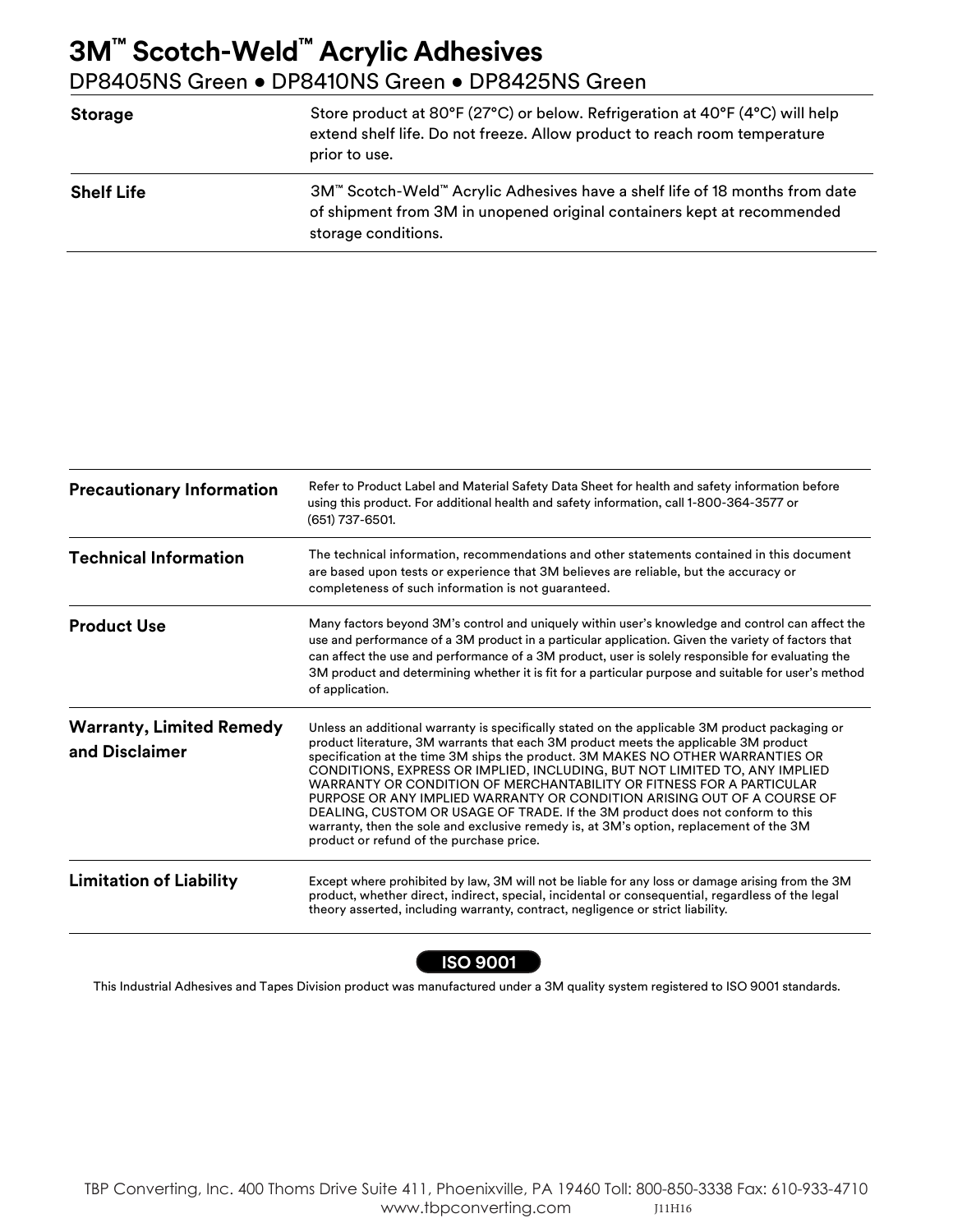# 3M™ Scotch-Weld™ Acrylic Adhesives

DP8405NS Green • DP8410NS Green • DP8425NS Green

| | |
|---|---|
| **Storage** | Store product at 80°F (27°C) or below. Refrigeration at 40°F (4°C) will help extend shelf life. Do not freeze. Allow product to reach room temperature prior to use. |
| **Shelf Life** | 3M™ Scotch-Weld™ Acrylic Adhesives have a shelf life of 18 months from date of shipment from 3M in unopened original containers kept at recommended storage conditions. |

| | |
|---|---|
| **Precautionary Information** | Refer to Product Label and Material Safety Data Sheet for health and safety information before using this product. For additional health and safety information, call 1-800-364-3577 or (651) 737-6501. |
| **Technical Information** | The technical information, recommendations and other statements contained in this document are based upon tests or experience that 3M believes are reliable, but the accuracy or completeness of such information is not guaranteed. |
| **Product Use** | Many factors beyond 3M's control and uniquely within user's knowledge and control can affect the use and performance of a 3M product in a particular application. Given the variety of factors that can affect the use and performance of a 3M product, user is solely responsible for evaluating the 3M product and determining whether it is fit for a particular purpose and suitable for user's method of application. |
| **Warranty, Limited Remedy and Disclaimer** | Unless an additional warranty is specifically stated on the applicable 3M product packaging or product literature, 3M warrants that each 3M product meets the applicable 3M product specification at the time 3M ships the product. 3M MAKES NO OTHER WARRANTIES OR CONDITIONS, EXPRESS OR IMPLIED, INCLUDING, BUT NOT LIMITED TO, ANY IMPLIED WARRANTY OR CONDITION OF MERCHANTABILITY OR FITNESS FOR A PARTICULAR PURPOSE OR ANY IMPLIED WARRANTY OR CONDITION ARISING OUT OF A COURSE OF DEALING, CUSTOM OR USAGE OF TRADE. If the 3M product does not conform to this warranty, then the sole and exclusive remedy is, at 3M's option, replacement of the 3M product or refund of the purchase price. |
| **Limitation of Liability** | Except where prohibited by law, 3M will not be liable for any loss or damage arising from the 3M product, whether direct, indirect, special, incidental or consequential, regardless of the legal theory asserted, including warranty, contract, negligence or strict liability. |

**ISO 9001**

This Industrial Adhesives and Tapes Division product was manufactured under a 3M quality system registered to ISO 9001 standards.

TBP Converting, Inc. 400 Thoms Drive Suite 411, Phoenixville, PA 19460 Toll: 800-850-3338 Fax: 610-933-4710
www.tbpconverting.com J11H16